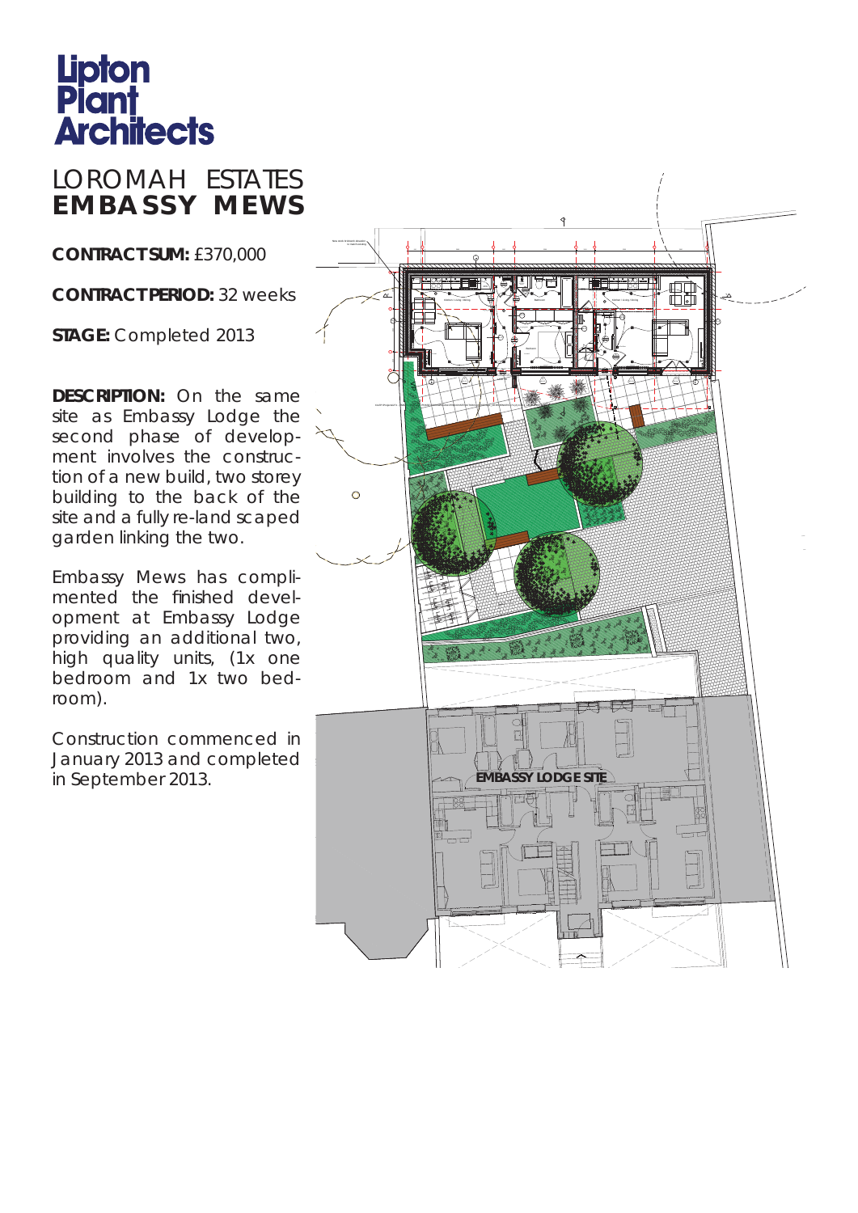# Lipton Plant Architects

## LOROMAH ESTATES
## EMBASSY MEWS

**CONTRACT SUM:** £370,000

**CONTRACT PERIOD:** 32 weeks

**STAGE:** Completed 2013

**DESCRIPTION:** On the same site as Embassy Lodge the second phase of development involves the construction of a new build, two storey building to the back of the site and a fully re-landscaped garden linking the two.

Embassy Mews has complimented the finished development at Embassy Lodge providing an additional two, high quality units, (1x one bedroom and 1x two bedroom).

Construction commenced in January 2013 and completed in September 2013.

EMBASSY LODGE SITE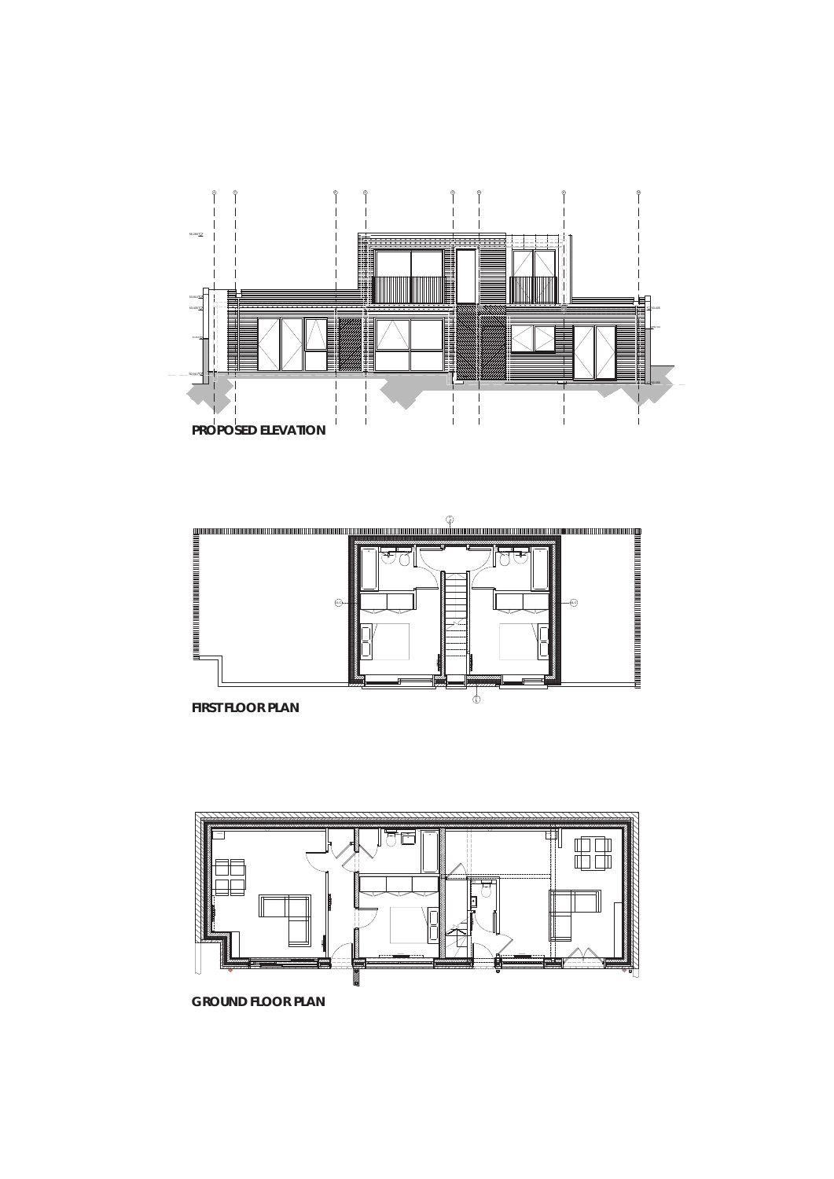PROPOSED ELEVATION

FIRST FLOOR PLAN

GROUND FLOOR PLAN